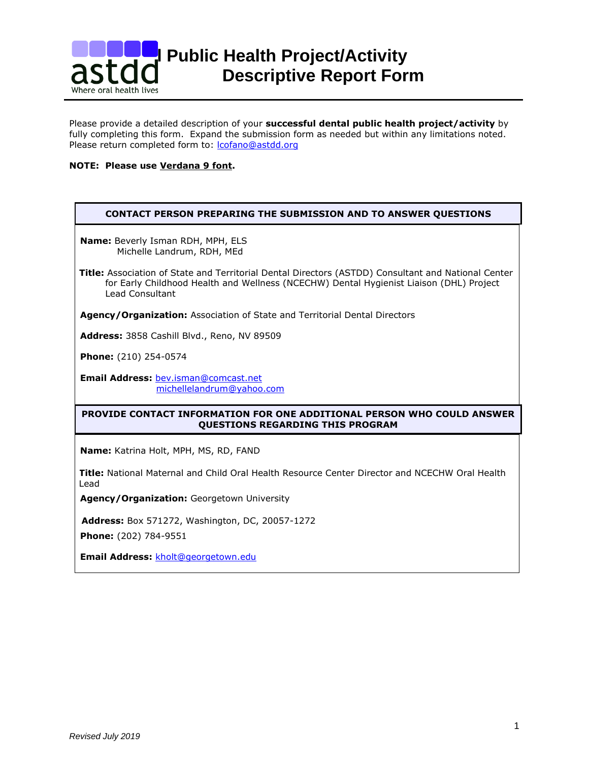# Public Health Project/Activity Descriptive Report Form

Please provide a detailed description of your **successful dental public health project/activity** by fully completing this form. Expand the submission form as needed but within any limitations noted. Please return completed form to: lcofano@astdd.org

**NOTE: Please use Verdana 9 font.**

## CONTACT PERSON PREPARING THE SUBMISSION AND TO ANSWER QUESTIONS

**Name:** Beverly Isman RDH, MPH, ELS
Michelle Landrum, RDH, MEd

**Title:** Association of State and Territorial Dental Directors (ASTDD) Consultant and National Center for Early Childhood Health and Wellness (NCECHW) Dental Hygienist Liaison (DHL) Project Lead Consultant

**Agency/Organization:** Association of State and Territorial Dental Directors

**Address:** 3858 Cashill Blvd., Reno, NV 89509

**Phone:** (210) 254-0574

**Email Address:** bev.isman@comcast.net
michellelandrum@yahoo.com

## PROVIDE CONTACT INFORMATION FOR ONE ADDITIONAL PERSON WHO COULD ANSWER QUESTIONS REGARDING THIS PROGRAM

**Name:** Katrina Holt, MPH, MS, RD, FAND

**Title:** National Maternal and Child Oral Health Resource Center Director and NCECHW Oral Health Lead

**Agency/Organization:** Georgetown University

**Address:** Box 571272, Washington, DC, 20057-1272

**Phone:** (202) 784-9551

**Email Address:** kholt@georgetown.edu

*Revised July 2019*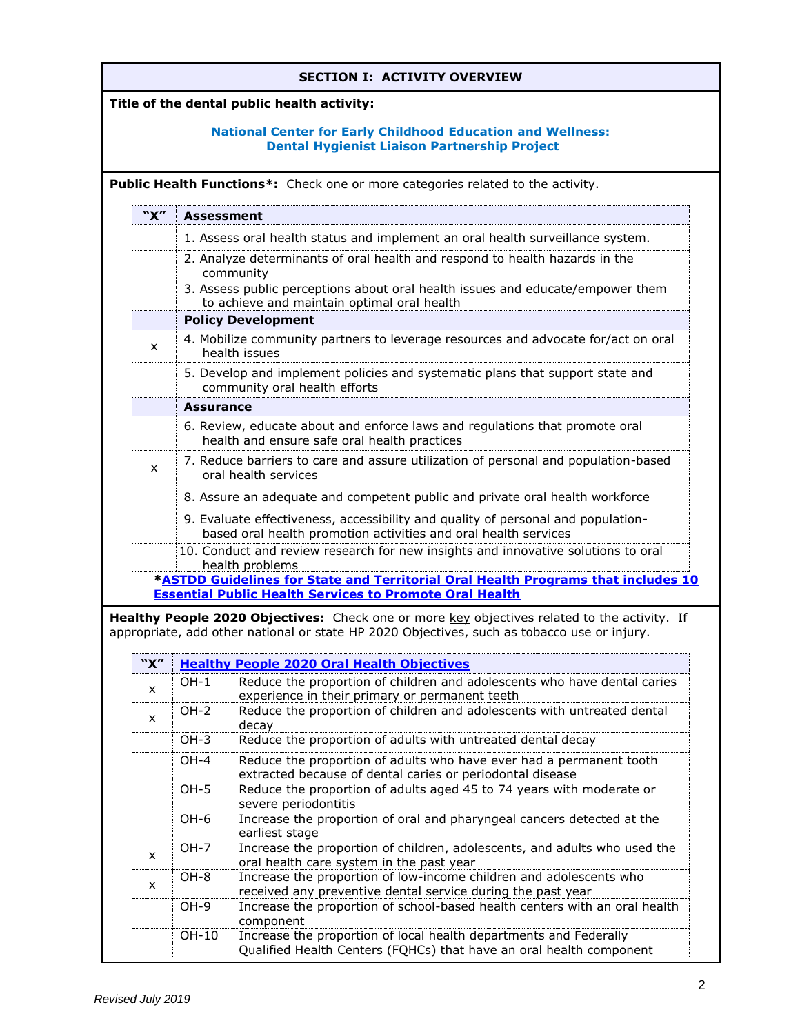## SECTION I: ACTIVITY OVERVIEW

**Title of the dental public health activity:**

**National Center for Early Childhood Education and Wellness: Dental Hygienist Liaison Partnership Project**

**Public Health Functions*:** Check one or more categories related to the activity.

| "X" | Assessment |
|---|---|
| | 1. Assess oral health status and implement an oral health surveillance system. |
| | 2. Analyze determinants of oral health and respond to health hazards in the community |
| | 3. Assess public perceptions about oral health issues and educate/empower them to achieve and maintain optimal oral health |
| | **Policy Development** |
| x | 4. Mobilize community partners to leverage resources and advocate for/act on oral health issues |
| | 5. Develop and implement policies and systematic plans that support state and community oral health efforts |
| | **Assurance** |
| | 6. Review, educate about and enforce laws and regulations that promote oral health and ensure safe oral health practices |
| x | 7. Reduce barriers to care and assure utilization of personal and population-based oral health services |
| | 8. Assure an adequate and competent public and private oral health workforce |
| | 9. Evaluate effectiveness, accessibility and quality of personal and population-based oral health promotion activities and oral health services |
| | 10. Conduct and review research for new insights and innovative solutions to oral health problems |

***ASTDD Guidelines for State and Territorial Oral Health Programs that includes 10 Essential Public Health Services to Promote Oral Health**

**Healthy People 2020 Objectives:** Check one or more key objectives related to the activity. If appropriate, add other national or state HP 2020 Objectives, such as tobacco use or injury.

| "X" | Healthy People 2020 Oral Health Objectives | |
|---|---|---|
| x | OH-1 | Reduce the proportion of children and adolescents who have dental caries experience in their primary or permanent teeth |
| x | OH-2 | Reduce the proportion of children and adolescents with untreated dental decay |
| | OH-3 | Reduce the proportion of adults with untreated dental decay |
| | OH-4 | Reduce the proportion of adults who have ever had a permanent tooth extracted because of dental caries or periodontal disease |
| | OH-5 | Reduce the proportion of adults aged 45 to 74 years with moderate or severe periodontitis |
| | OH-6 | Increase the proportion of oral and pharyngeal cancers detected at the earliest stage |
| x | OH-7 | Increase the proportion of children, adolescents, and adults who used the oral health care system in the past year |
| x | OH-8 | Increase the proportion of low-income children and adolescents who received any preventive dental service during the past year |
| | OH-9 | Increase the proportion of school-based health centers with an oral health component |
| | OH-10 | Increase the proportion of local health departments and Federally Qualified Health Centers (FQHCs) that have an oral health component |

*Revised July 2019*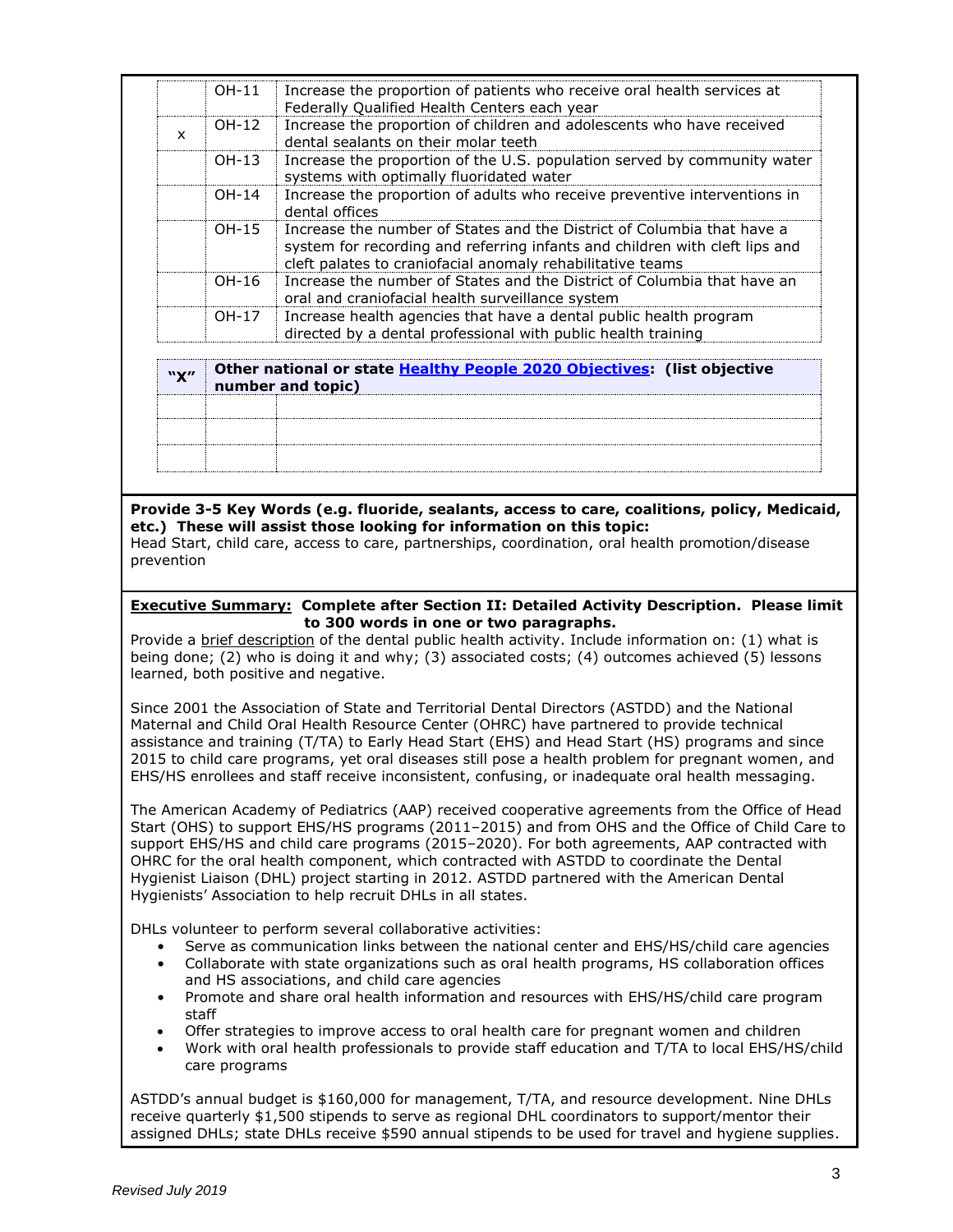| | | |
|---|---|---|
| | OH-11 | Increase the proportion of patients who receive oral health services at Federally Qualified Health Centers each year |
| x | OH-12 | Increase the proportion of children and adolescents who have received dental sealants on their molar teeth |
| | OH-13 | Increase the proportion of the U.S. population served by community water systems with optimally fluoridated water |
| | OH-14 | Increase the proportion of adults who receive preventive interventions in dental offices |
| | OH-15 | Increase the number of States and the District of Columbia that have a system for recording and referring infants and children with cleft lips and cleft palates to craniofacial anomaly rehabilitative teams |
| | OH-16 | Increase the number of States and the District of Columbia that have an oral and craniofacial health surveillance system |
| | OH-17 | Increase health agencies that have a dental public health program directed by a dental professional with public health training |

| "X" | Other national or state Healthy People 2020 Objectives: (list objective number and topic) | |
|---|---|---|
| | | |
| | | |
| | | |

**Provide 3-5 Key Words (e.g. fluoride, sealants, access to care, coalitions, policy, Medicaid, etc.) These will assist those looking for information on this topic:**

Head Start, child care, access to care, partnerships, coordination, oral health promotion/disease prevention

**Executive Summary: Complete after Section II: Detailed Activity Description. Please limit to 300 words in one or two paragraphs.**

Provide a brief description of the dental public health activity. Include information on: (1) what is being done; (2) who is doing it and why; (3) associated costs; (4) outcomes achieved (5) lessons learned, both positive and negative.

Since 2001 the Association of State and Territorial Dental Directors (ASTDD) and the National Maternal and Child Oral Health Resource Center (OHRC) have partnered to provide technical assistance and training (T/TA) to Early Head Start (EHS) and Head Start (HS) programs and since 2015 to child care programs, yet oral diseases still pose a health problem for pregnant women, and EHS/HS enrollees and staff receive inconsistent, confusing, or inadequate oral health messaging.

The American Academy of Pediatrics (AAP) received cooperative agreements from the Office of Head Start (OHS) to support EHS/HS programs (2011–2015) and from OHS and the Office of Child Care to support EHS/HS and child care programs (2015–2020). For both agreements, AAP contracted with OHRC for the oral health component, which contracted with ASTDD to coordinate the Dental Hygienist Liaison (DHL) project starting in 2012. ASTDD partnered with the American Dental Hygienists' Association to help recruit DHLs in all states.

DHLs volunteer to perform several collaborative activities:

- Serve as communication links between the national center and EHS/HS/child care agencies
- Collaborate with state organizations such as oral health programs, HS collaboration offices and HS associations, and child care agencies
- Promote and share oral health information and resources with EHS/HS/child care program staff
- Offer strategies to improve access to oral health care for pregnant women and children
- Work with oral health professionals to provide staff education and T/TA to local EHS/HS/child care programs

ASTDD's annual budget is $160,000 for management, T/TA, and resource development. Nine DHLs receive quarterly $1,500 stipends to serve as regional DHL coordinators to support/mentor their assigned DHLs; state DHLs receive $590 annual stipends to be used for travel and hygiene supplies.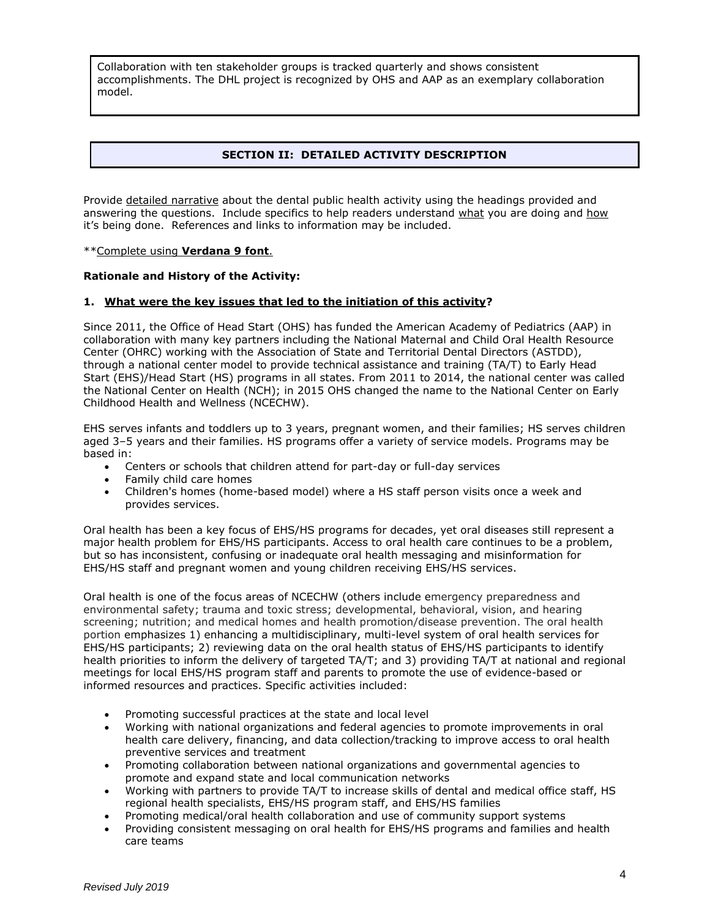Collaboration with ten stakeholder groups is tracked quarterly and shows consistent accomplishments. The DHL project is recognized by OHS and AAP as an exemplary collaboration model.

## SECTION II: DETAILED ACTIVITY DESCRIPTION

Provide detailed narrative about the dental public health activity using the headings provided and answering the questions. Include specifics to help readers understand what you are doing and how it's being done. References and links to information may be included.

**Complete using **Verdana 9 font**.

**Rationale and History of the Activity:**

**1. What were the key issues that led to the initiation of this activity?**

Since 2011, the Office of Head Start (OHS) has funded the American Academy of Pediatrics (AAP) in collaboration with many key partners including the National Maternal and Child Oral Health Resource Center (OHRC) working with the Association of State and Territorial Dental Directors (ASTDD), through a national center model to provide technical assistance and training (TA/T) to Early Head Start (EHS)/Head Start (HS) programs in all states. From 2011 to 2014, the national center was called the National Center on Health (NCH); in 2015 OHS changed the name to the National Center on Early Childhood Health and Wellness (NCECHW).

EHS serves infants and toddlers up to 3 years, pregnant women, and their families; HS serves children aged 3–5 years and their families. HS programs offer a variety of service models. Programs may be based in:

- Centers or schools that children attend for part-day or full-day services
- Family child care homes
- Children's homes (home-based model) where a HS staff person visits once a week and provides services.

Oral health has been a key focus of EHS/HS programs for decades, yet oral diseases still represent a major health problem for EHS/HS participants. Access to oral health care continues to be a problem, but so has inconsistent, confusing or inadequate oral health messaging and misinformation for EHS/HS staff and pregnant women and young children receiving EHS/HS services.

Oral health is one of the focus areas of NCECHW (others include emergency preparedness and environmental safety; trauma and toxic stress; developmental, behavioral, vision, and hearing screening; nutrition; and medical homes and health promotion/disease prevention. The oral health portion emphasizes 1) enhancing a multidisciplinary, multi-level system of oral health services for EHS/HS participants; 2) reviewing data on the oral health status of EHS/HS participants to identify health priorities to inform the delivery of targeted TA/T; and 3) providing TA/T at national and regional meetings for local EHS/HS program staff and parents to promote the use of evidence-based or informed resources and practices. Specific activities included:

- Promoting successful practices at the state and local level
- Working with national organizations and federal agencies to promote improvements in oral health care delivery, financing, and data collection/tracking to improve access to oral health preventive services and treatment
- Promoting collaboration between national organizations and governmental agencies to promote and expand state and local communication networks
- Working with partners to provide TA/T to increase skills of dental and medical office staff, HS regional health specialists, EHS/HS program staff, and EHS/HS families
- Promoting medical/oral health collaboration and use of community support systems
- Providing consistent messaging on oral health for EHS/HS programs and families and health care teams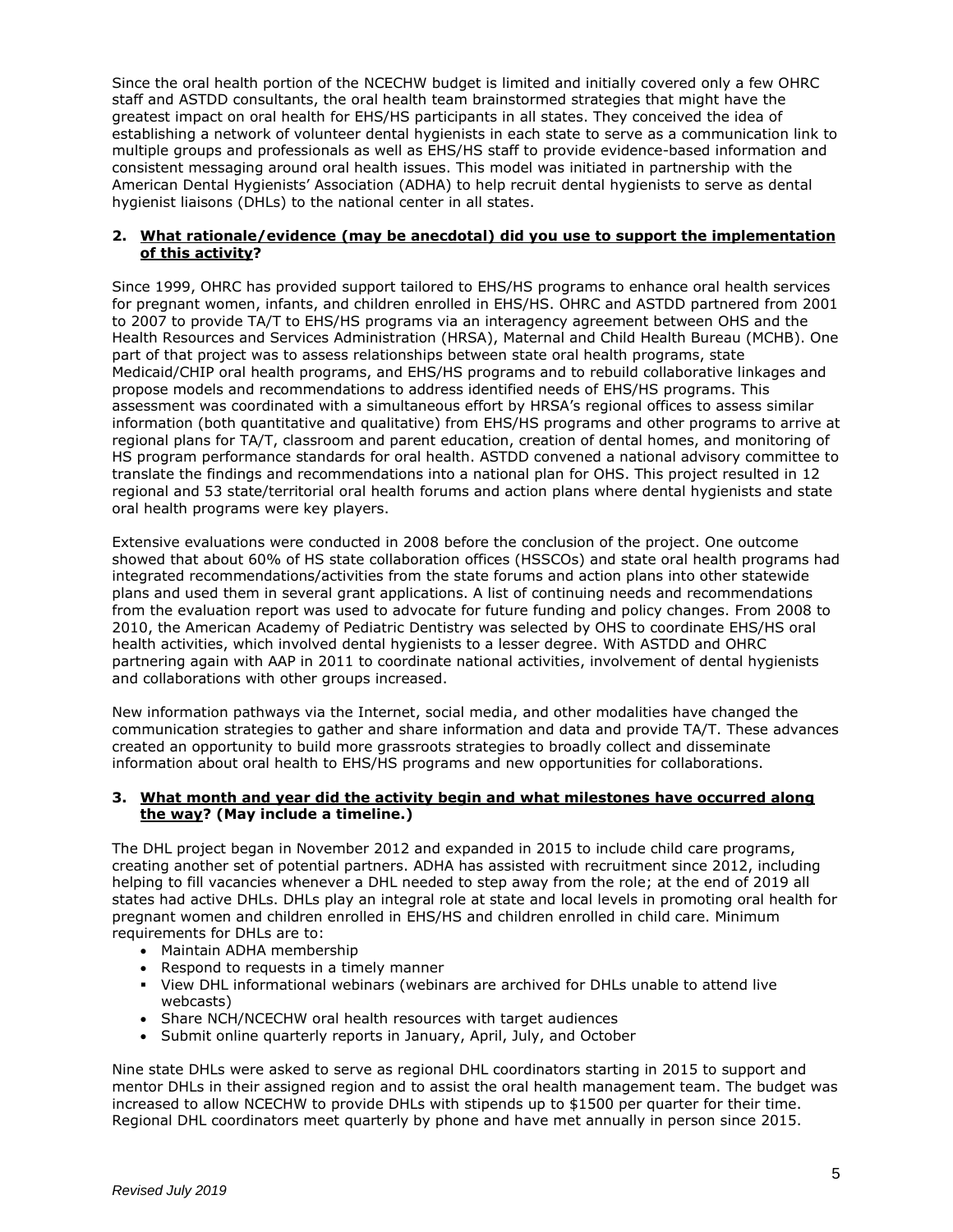Since the oral health portion of the NCECHW budget is limited and initially covered only a few OHRC staff and ASTDD consultants, the oral health team brainstormed strategies that might have the greatest impact on oral health for EHS/HS participants in all states. They conceived the idea of establishing a network of volunteer dental hygienists in each state to serve as a communication link to multiple groups and professionals as well as EHS/HS staff to provide evidence-based information and consistent messaging around oral health issues. This model was initiated in partnership with the American Dental Hygienists' Association (ADHA) to help recruit dental hygienists to serve as dental hygienist liaisons (DHLs) to the national center in all states.

**2. <u>What rationale/evidence (may be anecdotal) did you use to support the implementation of this activity</u>?**

Since 1999, OHRC has provided support tailored to EHS/HS programs to enhance oral health services for pregnant women, infants, and children enrolled in EHS/HS. OHRC and ASTDD partnered from 2001 to 2007 to provide TA/T to EHS/HS programs via an interagency agreement between OHS and the Health Resources and Services Administration (HRSA), Maternal and Child Health Bureau (MCHB). One part of that project was to assess relationships between state oral health programs, state Medicaid/CHIP oral health programs, and EHS/HS programs and to rebuild collaborative linkages and propose models and recommendations to address identified needs of EHS/HS programs. This assessment was coordinated with a simultaneous effort by HRSA's regional offices to assess similar information (both quantitative and qualitative) from EHS/HS programs and other programs to arrive at regional plans for TA/T, classroom and parent education, creation of dental homes, and monitoring of HS program performance standards for oral health. ASTDD convened a national advisory committee to translate the findings and recommendations into a national plan for OHS. This project resulted in 12 regional and 53 state/territorial oral health forums and action plans where dental hygienists and state oral health programs were key players.

Extensive evaluations were conducted in 2008 before the conclusion of the project. One outcome showed that about 60% of HS state collaboration offices (HSSCOs) and state oral health programs had integrated recommendations/activities from the state forums and action plans into other statewide plans and used them in several grant applications. A list of continuing needs and recommendations from the evaluation report was used to advocate for future funding and policy changes. From 2008 to 2010, the American Academy of Pediatric Dentistry was selected by OHS to coordinate EHS/HS oral health activities, which involved dental hygienists to a lesser degree. With ASTDD and OHRC partnering again with AAP in 2011 to coordinate national activities, involvement of dental hygienists and collaborations with other groups increased.

New information pathways via the Internet, social media, and other modalities have changed the communication strategies to gather and share information and data and provide TA/T. These advances created an opportunity to build more grassroots strategies to broadly collect and disseminate information about oral health to EHS/HS programs and new opportunities for collaborations.

**3. <u>What month and year did the activity begin and what milestones have occurred along the way</u>? (May include a timeline.)**

The DHL project began in November 2012 and expanded in 2015 to include child care programs, creating another set of potential partners. ADHA has assisted with recruitment since 2012, including helping to fill vacancies whenever a DHL needed to step away from the role; at the end of 2019 all states had active DHLs. DHLs play an integral role at state and local levels in promoting oral health for pregnant women and children enrolled in EHS/HS and children enrolled in child care. Minimum requirements for DHLs are to:

- Maintain ADHA membership
- Respond to requests in a timely manner
- View DHL informational webinars (webinars are archived for DHLs unable to attend live webcasts)
- Share NCH/NCECHW oral health resources with target audiences
- Submit online quarterly reports in January, April, July, and October

Nine state DHLs were asked to serve as regional DHL coordinators starting in 2015 to support and mentor DHLs in their assigned region and to assist the oral health management team. The budget was increased to allow NCECHW to provide DHLs with stipends up to $1500 per quarter for their time. Regional DHL coordinators meet quarterly by phone and have met annually in person since 2015.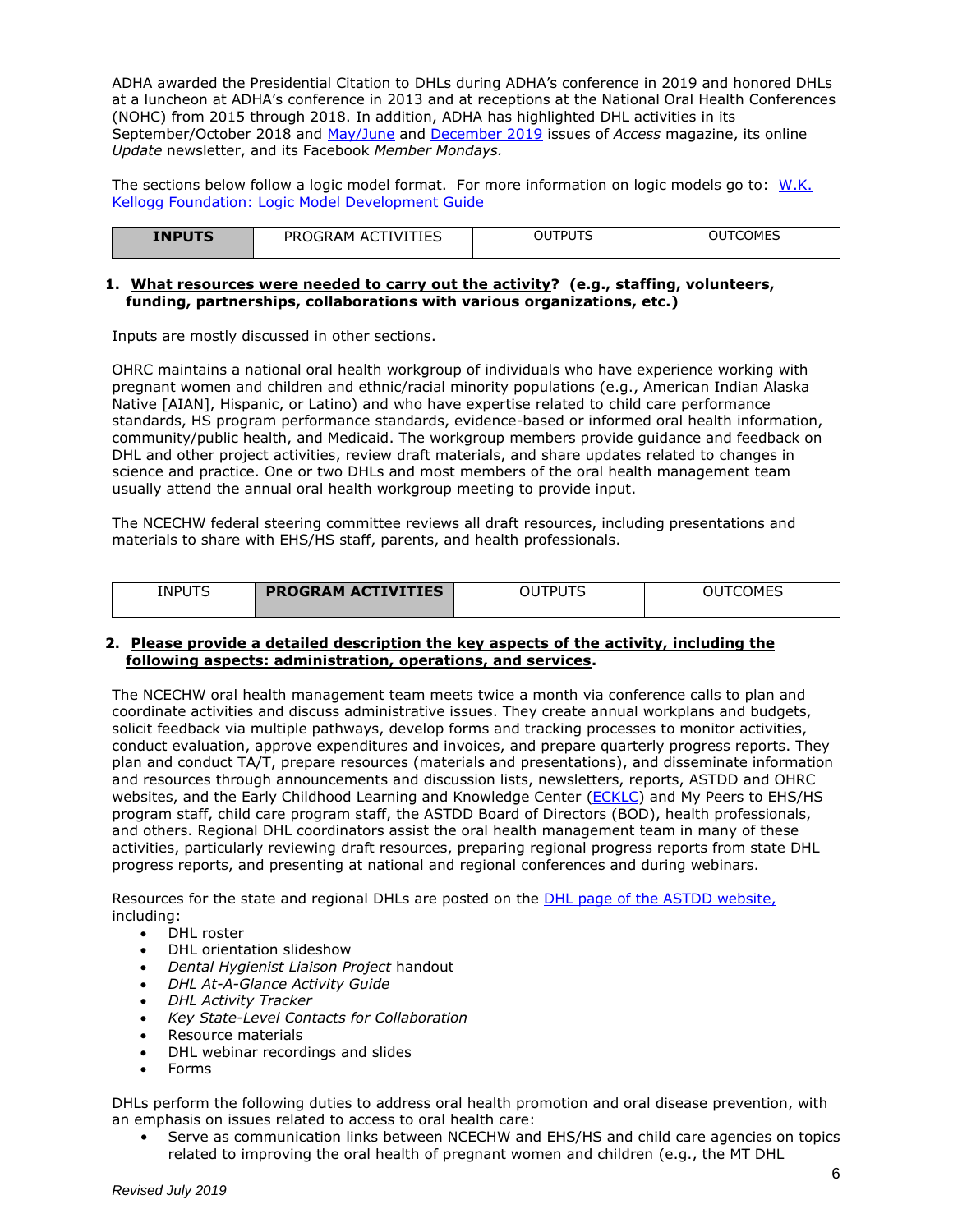ADHA awarded the Presidential Citation to DHLs during ADHA's conference in 2019 and honored DHLs at a luncheon at ADHA's conference in 2013 and at receptions at the National Oral Health Conferences (NOHC) from 2015 through 2018. In addition, ADHA has highlighted DHL activities in its September/October 2018 and May/June and December 2019 issues of *Access* magazine, its online *Update* newsletter, and its Facebook *Member Mondays.*

The sections below follow a logic model format. For more information on logic models go to: W.K. Kellogg Foundation: Logic Model Development Guide

| **INPUTS** | PROGRAM ACTIVITIES | OUTPUTS | OUTCOMES |
|---|---|---|---|

**1. What resources were needed to carry out the activity? (e.g., staffing, volunteers, funding, partnerships, collaborations with various organizations, etc.)**

Inputs are mostly discussed in other sections.

OHRC maintains a national oral health workgroup of individuals who have experience working with pregnant women and children and ethnic/racial minority populations (e.g., American Indian Alaska Native [AIAN], Hispanic, or Latino) and who have expertise related to child care performance standards, HS program performance standards, evidence-based or informed oral health information, community/public health, and Medicaid. The workgroup members provide guidance and feedback on DHL and other project activities, review draft materials, and share updates related to changes in science and practice. One or two DHLs and most members of the oral health management team usually attend the annual oral health workgroup meeting to provide input.

The NCECHW federal steering committee reviews all draft resources, including presentations and materials to share with EHS/HS staff, parents, and health professionals.

| INPUTS | **PROGRAM ACTIVITIES** | OUTPUTS | OUTCOMES |
|---|---|---|---|

**2. Please provide a detailed description the key aspects of the activity, including the following aspects: administration, operations, and services.**

The NCECHW oral health management team meets twice a month via conference calls to plan and coordinate activities and discuss administrative issues. They create annual workplans and budgets, solicit feedback via multiple pathways, develop forms and tracking processes to monitor activities, conduct evaluation, approve expenditures and invoices, and prepare quarterly progress reports. They plan and conduct TA/T, prepare resources (materials and presentations), and disseminate information and resources through announcements and discussion lists, newsletters, reports, ASTDD and OHRC websites, and the Early Childhood Learning and Knowledge Center (ECKLC) and My Peers to EHS/HS program staff, child care program staff, the ASTDD Board of Directors (BOD), health professionals, and others. Regional DHL coordinators assist the oral health management team in many of these activities, particularly reviewing draft resources, preparing regional progress reports from state DHL progress reports, and presenting at national and regional conferences and during webinars.

Resources for the state and regional DHLs are posted on the DHL page of the ASTDD website, including:

- DHL roster
- DHL orientation slideshow
- *Dental Hygienist Liaison Project* handout
- *DHL At-A-Glance Activity Guide*
- *DHL Activity Tracker*
- *Key State-Level Contacts for Collaboration*
- Resource materials
- DHL webinar recordings and slides
- Forms

DHLs perform the following duties to address oral health promotion and oral disease prevention, with an emphasis on issues related to access to oral health care:

- Serve as communication links between NCECHW and EHS/HS and child care agencies on topics related to improving the oral health of pregnant women and children (e.g., the MT DHL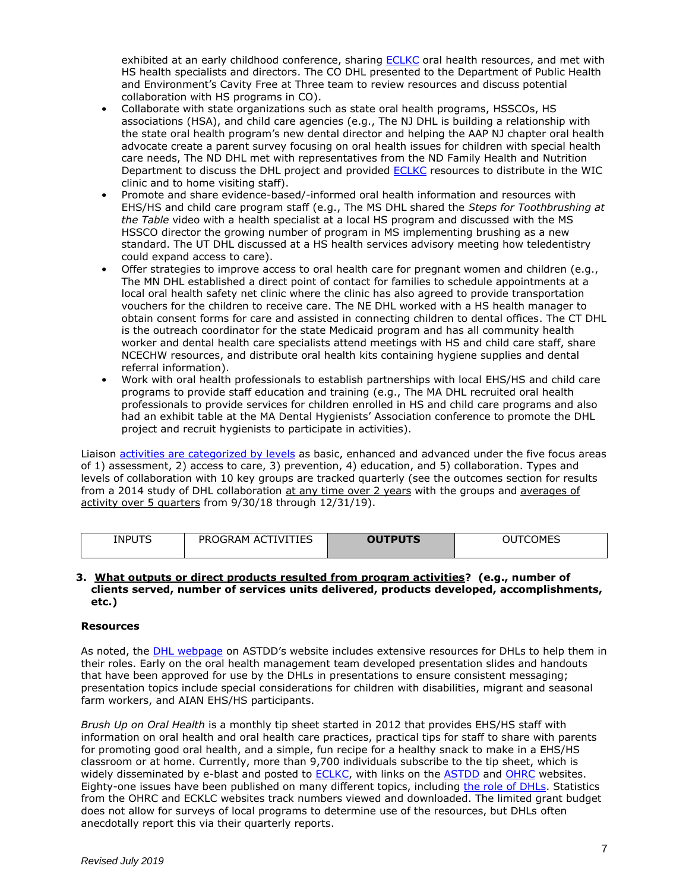exhibited at an early childhood conference, sharing ECLKC oral health resources, and met with HS health specialists and directors. The CO DHL presented to the Department of Public Health and Environment's Cavity Free at Three team to review resources and discuss potential collaboration with HS programs in CO).

- Collaborate with state organizations such as state oral health programs, HSSCOs, HS associations (HSA), and child care agencies (e.g., The NJ DHL is building a relationship with the state oral health program's new dental director and helping the AAP NJ chapter oral health advocate create a parent survey focusing on oral health issues for children with special health care needs, The ND DHL met with representatives from the ND Family Health and Nutrition Department to discuss the DHL project and provided ECLKC resources to distribute in the WIC clinic and to home visiting staff).
- Promote and share evidence-based/-informed oral health information and resources with EHS/HS and child care program staff (e.g., The MS DHL shared the *Steps for Toothbrushing at the Table* video with a health specialist at a local HS program and discussed with the MS HSSCO director the growing number of program in MS implementing brushing as a new standard. The UT DHL discussed at a HS health services advisory meeting how teledentistry could expand access to care).
- Offer strategies to improve access to oral health care for pregnant women and children (e.g., The MN DHL established a direct point of contact for families to schedule appointments at a local oral health safety net clinic where the clinic has also agreed to provide transportation vouchers for the children to receive care. The NE DHL worked with a HS health manager to obtain consent forms for care and assisted in connecting children to dental offices. The CT DHL is the outreach coordinator for the state Medicaid program and has all community health worker and dental health care specialists attend meetings with HS and child care staff, share NCECHW resources, and distribute oral health kits containing hygiene supplies and dental referral information).
- Work with oral health professionals to establish partnerships with local EHS/HS and child care programs to provide staff education and training (e.g., The MA DHL recruited oral health professionals to provide services for children enrolled in HS and child care programs and also had an exhibit table at the MA Dental Hygienists' Association conference to promote the DHL project and recruit hygienists to participate in activities).

Liaison activities are categorized by levels as basic, enhanced and advanced under the five focus areas of 1) assessment, 2) access to care, 3) prevention, 4) education, and 5) collaboration. Types and levels of collaboration with 10 key groups are tracked quarterly (see the outcomes section for results from a 2014 study of DHL collaboration at any time over 2 years with the groups and averages of activity over 5 quarters from 9/30/18 through 12/31/19).

| INPUTS | PROGRAM ACTIVITIES | **OUTPUTS** | OUTCOMES |
|---|---|---|---|

**3. What outputs or direct products resulted from program activities? (e.g., number of clients served, number of services units delivered, products developed, accomplishments, etc.)**

**Resources**

As noted, the DHL webpage on ASTDD's website includes extensive resources for DHLs to help them in their roles. Early on the oral health management team developed presentation slides and handouts that have been approved for use by the DHLs in presentations to ensure consistent messaging; presentation topics include special considerations for children with disabilities, migrant and seasonal farm workers, and AIAN EHS/HS participants.

*Brush Up on Oral Health* is a monthly tip sheet started in 2012 that provides EHS/HS staff with information on oral health and oral health care practices, practical tips for staff to share with parents for promoting good oral health, and a simple, fun recipe for a healthy snack to make in a EHS/HS classroom or at home. Currently, more than 9,700 individuals subscribe to the tip sheet, which is widely disseminated by e-blast and posted to ECLKC, with links on the ASTDD and OHRC websites. Eighty-one issues have been published on many different topics, including the role of DHLs. Statistics from the OHRC and ECKLC websites track numbers viewed and downloaded. The limited grant budget does not allow for surveys of local programs to determine use of the resources, but DHLs often anecdotally report this via their quarterly reports.

*Revised July 2019*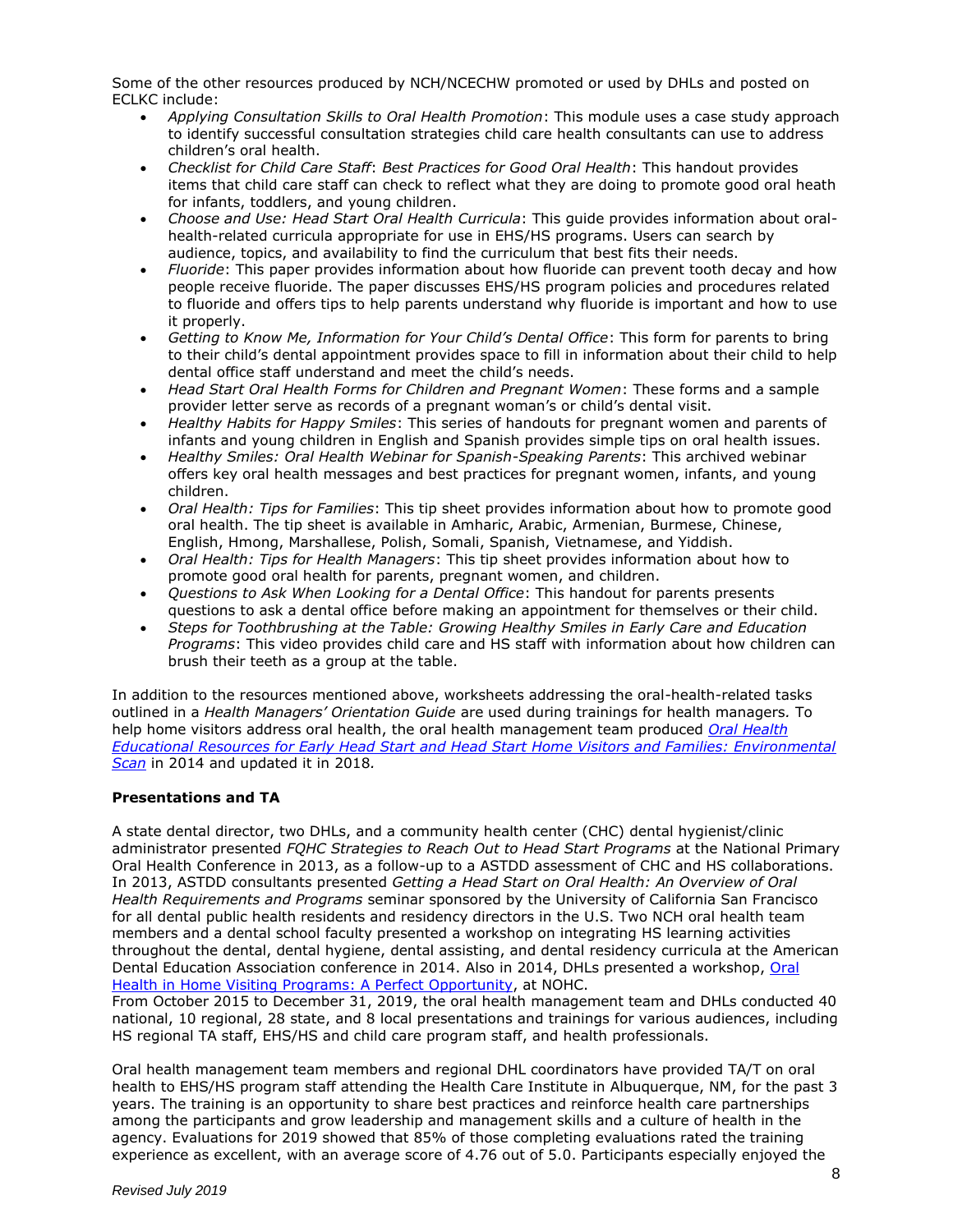Some of the other resources produced by NCH/NCECHW promoted or used by DHLs and posted on ECLKC include:

- *Applying Consultation Skills to Oral Health Promotion*: This module uses a case study approach to identify successful consultation strategies child care health consultants can use to address children's oral health.
- *Checklist for Child Care Staff*: *Best Practices for Good Oral Health*: This handout provides items that child care staff can check to reflect what they are doing to promote good oral heath for infants, toddlers, and young children.
- *Choose and Use: Head Start Oral Health Curricula*: This guide provides information about oral-health-related curricula appropriate for use in EHS/HS programs. Users can search by audience, topics, and availability to find the curriculum that best fits their needs.
- *Fluoride*: This paper provides information about how fluoride can prevent tooth decay and how people receive fluoride. The paper discusses EHS/HS program policies and procedures related to fluoride and offers tips to help parents understand why fluoride is important and how to use it properly.
- *Getting to Know Me, Information for Your Child's Dental Office*: This form for parents to bring to their child's dental appointment provides space to fill in information about their child to help dental office staff understand and meet the child's needs.
- *Head Start Oral Health Forms for Children and Pregnant Women*: These forms and a sample provider letter serve as records of a pregnant woman's or child's dental visit.
- *Healthy Habits for Happy Smiles*: This series of handouts for pregnant women and parents of infants and young children in English and Spanish provides simple tips on oral health issues.
- *Healthy Smiles: Oral Health Webinar for Spanish-Speaking Parents*: This archived webinar offers key oral health messages and best practices for pregnant women, infants, and young children.
- *Oral Health: Tips for Families*: This tip sheet provides information about how to promote good oral health. The tip sheet is available in Amharic, Arabic, Armenian, Burmese, Chinese, English, Hmong, Marshallese, Polish, Somali, Spanish, Vietnamese, and Yiddish.
- *Oral Health: Tips for Health Managers*: This tip sheet provides information about how to promote good oral health for parents, pregnant women, and children.
- *Questions to Ask When Looking for a Dental Office*: This handout for parents presents questions to ask a dental office before making an appointment for themselves or their child.
- *Steps for Toothbrushing at the Table: Growing Healthy Smiles in Early Care and Education Programs*: This video provides child care and HS staff with information about how children can brush their teeth as a group at the table.

In addition to the resources mentioned above, worksheets addressing the oral-health-related tasks outlined in a *Health Managers' Orientation Guide* are used during trainings for health managers. To help home visitors address oral health, the oral health management team produced *Oral Health Educational Resources for Early Head Start and Head Start Home Visitors and Families: Environmental Scan* in 2014 and updated it in 2018.

**Presentations and TA**

A state dental director, two DHLs, and a community health center (CHC) dental hygienist/clinic administrator presented *FQHC Strategies to Reach Out to Head Start Programs* at the National Primary Oral Health Conference in 2013, as a follow-up to a ASTDD assessment of CHC and HS collaborations. In 2013, ASTDD consultants presented *Getting a Head Start on Oral Health: An Overview of Oral Health Requirements and Programs* seminar sponsored by the University of California San Francisco for all dental public health residents and residency directors in the U.S. Two NCH oral health team members and a dental school faculty presented a workshop on integrating HS learning activities throughout the dental, dental hygiene, dental assisting, and dental residency curricula at the American Dental Education Association conference in 2014. Also in 2014, DHLs presented a workshop, Oral Health in Home Visiting Programs: A Perfect Opportunity, at NOHC.
From October 2015 to December 31, 2019, the oral health management team and DHLs conducted 40 national, 10 regional, 28 state, and 8 local presentations and trainings for various audiences, including HS regional TA staff, EHS/HS and child care program staff, and health professionals.

Oral health management team members and regional DHL coordinators have provided TA/T on oral health to EHS/HS program staff attending the Health Care Institute in Albuquerque, NM, for the past 3 years. The training is an opportunity to share best practices and reinforce health care partnerships among the participants and grow leadership and management skills and a culture of health in the agency. Evaluations for 2019 showed that 85% of those completing evaluations rated the training experience as excellent, with an average score of 4.76 out of 5.0. Participants especially enjoyed the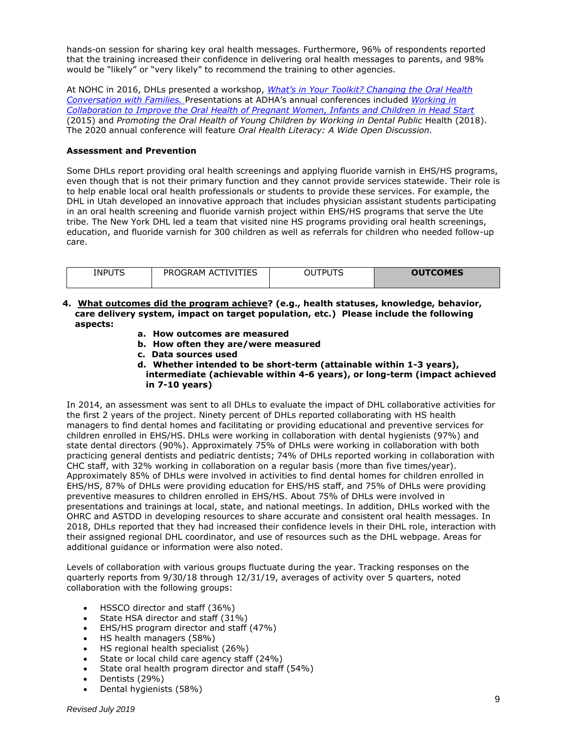hands-on session for sharing key oral health messages. Furthermore, 96% of respondents reported that the training increased their confidence in delivering oral health messages to parents, and 98% would be "likely" or "very likely" to recommend the training to other agencies.

At NOHC in 2016, DHLs presented a workshop, *What's in Your Toolkit? Changing the Oral Health Conversation with Families.* Presentations at ADHA's annual conferences included *Working in Collaboration to Improve the Oral Health of Pregnant Women, Infants and Children in Head Start* (2015) and *Promoting the Oral Health of Young Children by Working in Dental Public* Health (2018). The 2020 annual conference will feature *Oral Health Literacy: A Wide Open Discussion*.

**Assessment and Prevention**

Some DHLs report providing oral health screenings and applying fluoride varnish in EHS/HS programs, even though that is not their primary function and they cannot provide services statewide. Their role is to help enable local oral health professionals or students to provide these services. For example, the DHL in Utah developed an innovative approach that includes physician assistant students participating in an oral health screening and fluoride varnish project within EHS/HS programs that serve the Ute tribe. The New York DHL led a team that visited nine HS programs providing oral health screenings, education, and fluoride varnish for 300 children as well as referrals for children who needed follow-up care.

| INPUTS | PROGRAM ACTIVITIES | OUTPUTS | **OUTCOMES** |
|---|---|---|---|

4. **What outcomes did the program achieve? (e.g., health statuses, knowledge, behavior, care delivery system, impact on target population, etc.) Please include the following aspects:**
   a. **How outcomes are measured**
   b. **How often they are/were measured**
   c. **Data sources used**
   d. **Whether intended to be short-term (attainable within 1-3 years), intermediate (achievable within 4-6 years), or long-term (impact achieved in 7-10 years)**

In 2014, an assessment was sent to all DHLs to evaluate the impact of DHL collaborative activities for the first 2 years of the project. Ninety percent of DHLs reported collaborating with HS health managers to find dental homes and facilitating or providing educational and preventive services for children enrolled in EHS/HS. DHLs were working in collaboration with dental hygienists (97%) and state dental directors (90%). Approximately 75% of DHLs were working in collaboration with both practicing general dentists and pediatric dentists; 74% of DHLs reported working in collaboration with CHC staff, with 32% working in collaboration on a regular basis (more than five times/year). Approximately 85% of DHLs were involved in activities to find dental homes for children enrolled in EHS/HS, 87% of DHLs were providing education for EHS/HS staff, and 75% of DHLs were providing preventive measures to children enrolled in EHS/HS. About 75% of DHLs were involved in presentations and trainings at local, state, and national meetings. In addition, DHLs worked with the OHRC and ASTDD in developing resources to share accurate and consistent oral health messages. In 2018, DHLs reported that they had increased their confidence levels in their DHL role, interaction with their assigned regional DHL coordinator, and use of resources such as the DHL webpage. Areas for additional guidance or information were also noted.

Levels of collaboration with various groups fluctuate during the year. Tracking responses on the quarterly reports from 9/30/18 through 12/31/19, averages of activity over 5 quarters, noted collaboration with the following groups:

- HSSCO director and staff (36%)
- State HSA director and staff (31%)
- EHS/HS program director and staff (47%)
- HS health managers (58%)
- HS regional health specialist (26%)
- State or local child care agency staff (24%)
- State oral health program director and staff (54%)
- Dentists (29%)
- Dental hygienists (58%)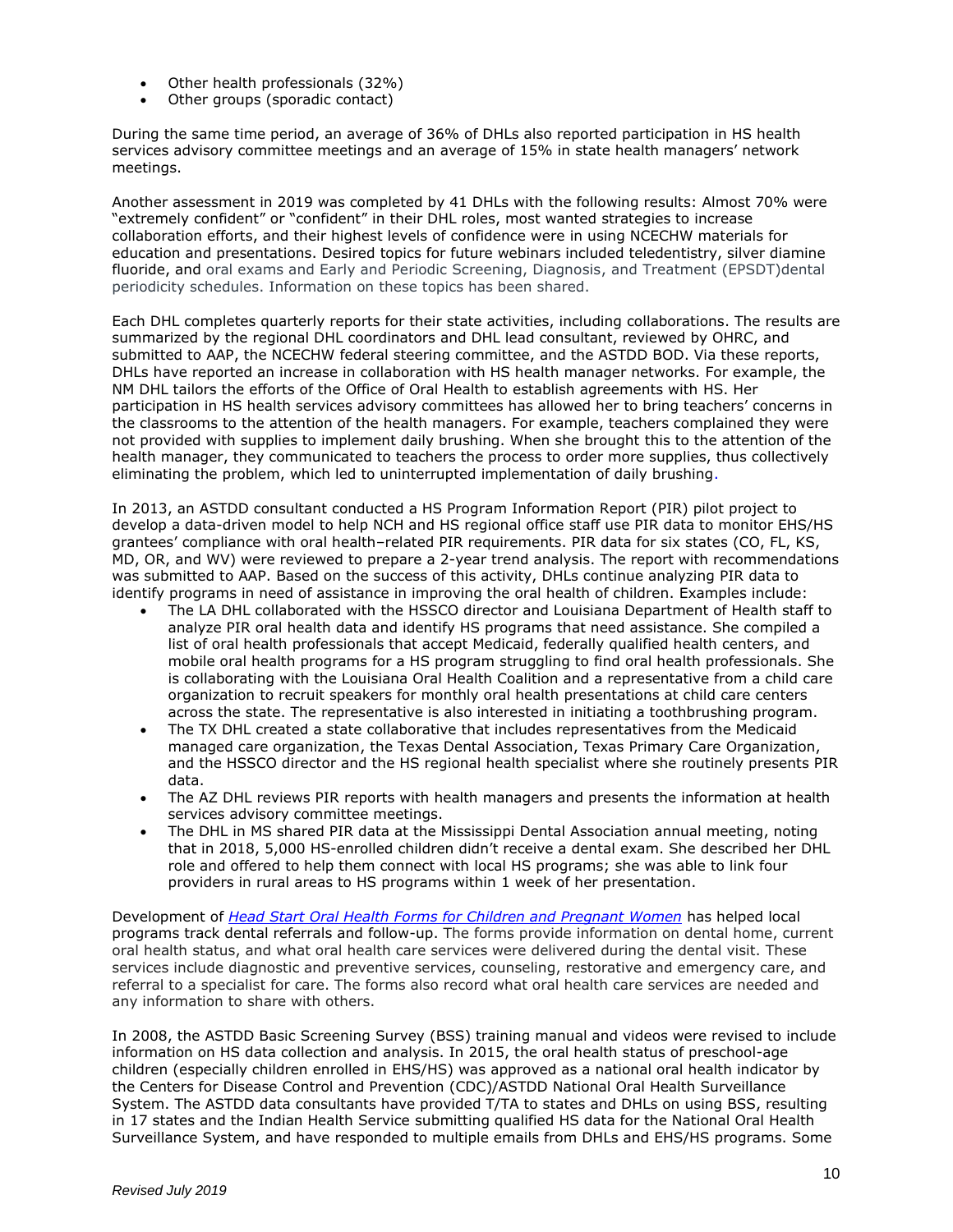- Other health professionals (32%)
- Other groups (sporadic contact)

During the same time period, an average of 36% of DHLs also reported participation in HS health services advisory committee meetings and an average of 15% in state health managers' network meetings.

Another assessment in 2019 was completed by 41 DHLs with the following results: Almost 70% were "extremely confident" or "confident" in their DHL roles, most wanted strategies to increase collaboration efforts, and their highest levels of confidence were in using NCECHW materials for education and presentations. Desired topics for future webinars included teledentistry, silver diamine fluoride, and oral exams and Early and Periodic Screening, Diagnosis, and Treatment (EPSDT)dental periodicity schedules. Information on these topics has been shared.

Each DHL completes quarterly reports for their state activities, including collaborations. The results are summarized by the regional DHL coordinators and DHL lead consultant, reviewed by OHRC, and submitted to AAP, the NCECHW federal steering committee, and the ASTDD BOD. Via these reports, DHLs have reported an increase in collaboration with HS health manager networks. For example, the NM DHL tailors the efforts of the Office of Oral Health to establish agreements with HS. Her participation in HS health services advisory committees has allowed her to bring teachers' concerns in the classrooms to the attention of the health managers. For example, teachers complained they were not provided with supplies to implement daily brushing. When she brought this to the attention of the health manager, they communicated to teachers the process to order more supplies, thus collectively eliminating the problem, which led to uninterrupted implementation of daily brushing.

In 2013, an ASTDD consultant conducted a HS Program Information Report (PIR) pilot project to develop a data-driven model to help NCH and HS regional office staff use PIR data to monitor EHS/HS grantees' compliance with oral health–related PIR requirements. PIR data for six states (CO, FL, KS, MD, OR, and WV) were reviewed to prepare a 2-year trend analysis. The report with recommendations was submitted to AAP. Based on the success of this activity, DHLs continue analyzing PIR data to identify programs in need of assistance in improving the oral health of children. Examples include:

- The LA DHL collaborated with the HSSCO director and Louisiana Department of Health staff to analyze PIR oral health data and identify HS programs that need assistance. She compiled a list of oral health professionals that accept Medicaid, federally qualified health centers, and mobile oral health programs for a HS program struggling to find oral health professionals. She is collaborating with the Louisiana Oral Health Coalition and a representative from a child care organization to recruit speakers for monthly oral health presentations at child care centers across the state. The representative is also interested in initiating a toothbrushing program.
- The TX DHL created a state collaborative that includes representatives from the Medicaid managed care organization, the Texas Dental Association, Texas Primary Care Organization, and the HSSCO director and the HS regional health specialist where she routinely presents PIR data.
- The AZ DHL reviews PIR reports with health managers and presents the information at health services advisory committee meetings.
- The DHL in MS shared PIR data at the Mississippi Dental Association annual meeting, noting that in 2018, 5,000 HS-enrolled children didn't receive a dental exam. She described her DHL role and offered to help them connect with local HS programs; she was able to link four providers in rural areas to HS programs within 1 week of her presentation.

Development of *Head Start Oral Health Forms for Children and Pregnant Women* has helped local programs track dental referrals and follow-up. The forms provide information on dental home, current oral health status, and what oral health care services were delivered during the dental visit. These services include diagnostic and preventive services, counseling, restorative and emergency care, and referral to a specialist for care. The forms also record what oral health care services are needed and any information to share with others.

In 2008, the ASTDD Basic Screening Survey (BSS) training manual and videos were revised to include information on HS data collection and analysis. In 2015, the oral health status of preschool-age children (especially children enrolled in EHS/HS) was approved as a national oral health indicator by the Centers for Disease Control and Prevention (CDC)/ASTDD National Oral Health Surveillance System. The ASTDD data consultants have provided T/TA to states and DHLs on using BSS, resulting in 17 states and the Indian Health Service submitting qualified HS data for the National Oral Health Surveillance System, and have responded to multiple emails from DHLs and EHS/HS programs. Some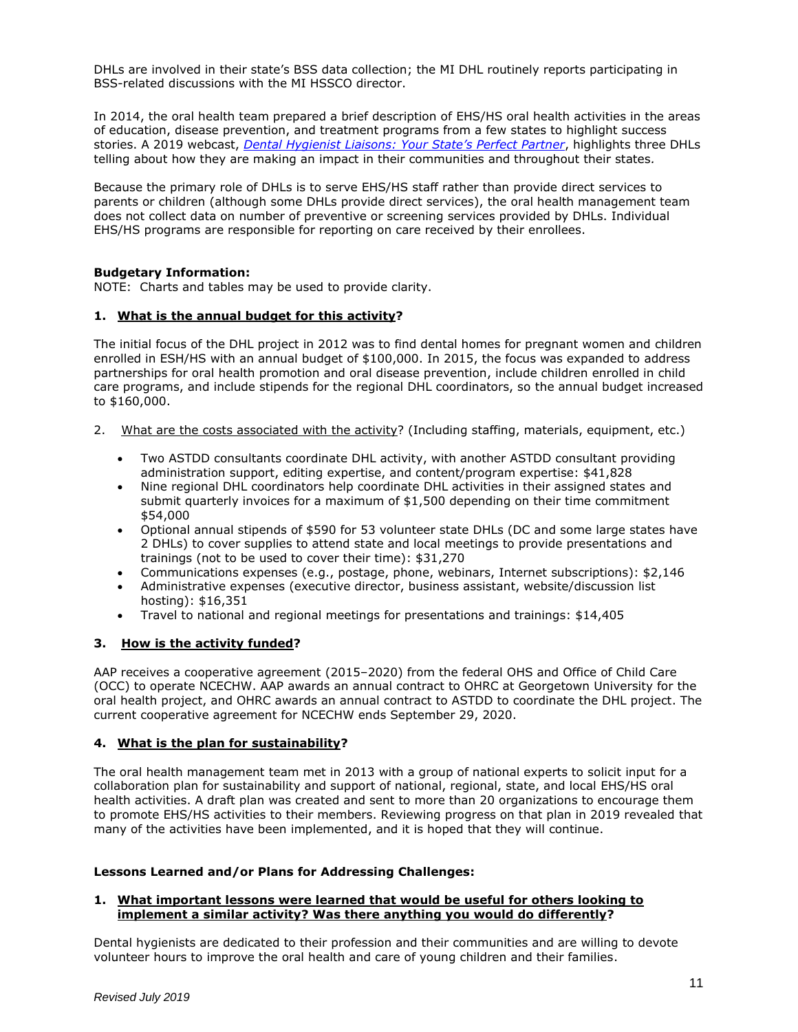DHLs are involved in their state's BSS data collection; the MI DHL routinely reports participating in BSS-related discussions with the MI HSSCO director.

In 2014, the oral health team prepared a brief description of EHS/HS oral health activities in the areas of education, disease prevention, and treatment programs from a few states to highlight success stories. A 2019 webcast, *Dental Hygienist Liaisons: Your State's Perfect Partner*, highlights three DHLs telling about how they are making an impact in their communities and throughout their states.

Because the primary role of DHLs is to serve EHS/HS staff rather than provide direct services to parents or children (although some DHLs provide direct services), the oral health management team does not collect data on number of preventive or screening services provided by DHLs. Individual EHS/HS programs are responsible for reporting on care received by their enrollees.

**Budgetary Information:**

NOTE: Charts and tables may be used to provide clarity.

**1. What is the annual budget for this activity?**

The initial focus of the DHL project in 2012 was to find dental homes for pregnant women and children enrolled in ESH/HS with an annual budget of $100,000. In 2015, the focus was expanded to address partnerships for oral health promotion and oral disease prevention, include children enrolled in child care programs, and include stipends for the regional DHL coordinators, so the annual budget increased to $160,000.

2. What are the costs associated with the activity? (Including staffing, materials, equipment, etc.)

- Two ASTDD consultants coordinate DHL activity, with another ASTDD consultant providing administration support, editing expertise, and content/program expertise: $41,828
- Nine regional DHL coordinators help coordinate DHL activities in their assigned states and submit quarterly invoices for a maximum of $1,500 depending on their time commitment $54,000
- Optional annual stipends of $590 for 53 volunteer state DHLs (DC and some large states have 2 DHLs) to cover supplies to attend state and local meetings to provide presentations and trainings (not to be used to cover their time): $31,270
- Communications expenses (e.g., postage, phone, webinars, Internet subscriptions): $2,146
- Administrative expenses (executive director, business assistant, website/discussion list hosting): $16,351
- Travel to national and regional meetings for presentations and trainings: $14,405

**3. How is the activity funded?**

AAP receives a cooperative agreement (2015–2020) from the federal OHS and Office of Child Care (OCC) to operate NCECHW. AAP awards an annual contract to OHRC at Georgetown University for the oral health project, and OHRC awards an annual contract to ASTDD to coordinate the DHL project. The current cooperative agreement for NCECHW ends September 29, 2020.

**4. What is the plan for sustainability?**

The oral health management team met in 2013 with a group of national experts to solicit input for a collaboration plan for sustainability and support of national, regional, state, and local EHS/HS oral health activities. A draft plan was created and sent to more than 20 organizations to encourage them to promote EHS/HS activities to their members. Reviewing progress on that plan in 2019 revealed that many of the activities have been implemented, and it is hoped that they will continue.

**Lessons Learned and/or Plans for Addressing Challenges:**

**1. What important lessons were learned that would be useful for others looking to implement a similar activity? Was there anything you would do differently?**

Dental hygienists are dedicated to their profession and their communities and are willing to devote volunteer hours to improve the oral health and care of young children and their families.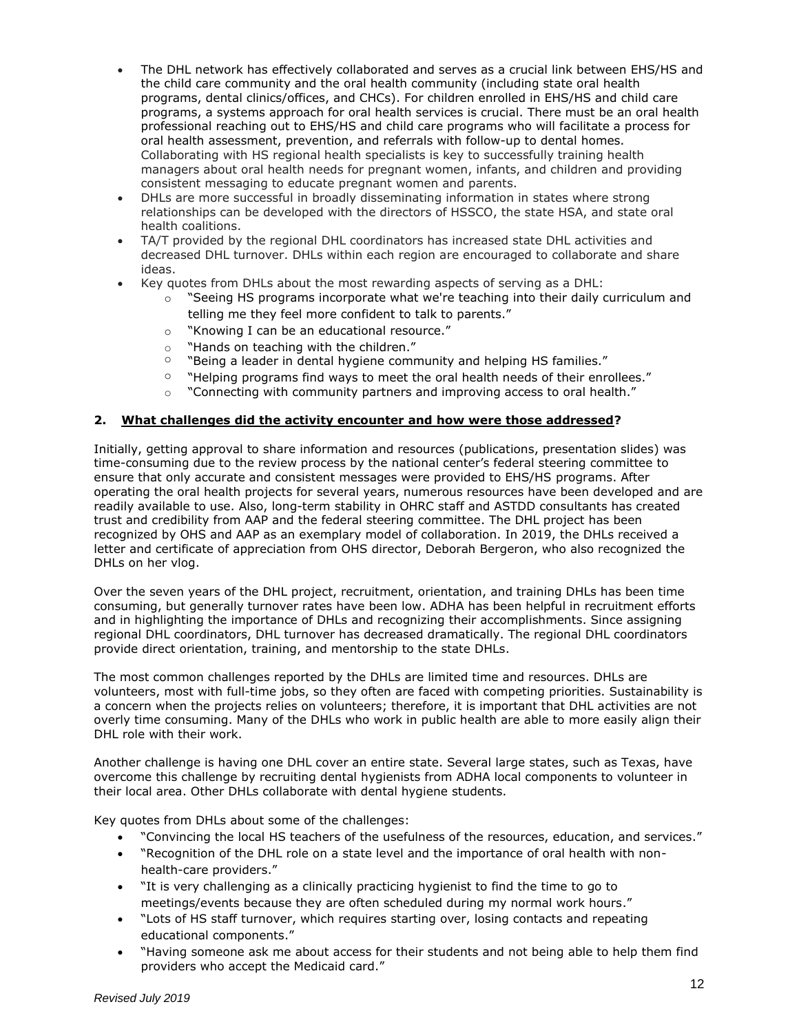- The DHL network has effectively collaborated and serves as a crucial link between EHS/HS and the child care community and the oral health community (including state oral health programs, dental clinics/offices, and CHCs). For children enrolled in EHS/HS and child care programs, a systems approach for oral health services is crucial. There must be an oral health professional reaching out to EHS/HS and child care programs who will facilitate a process for oral health assessment, prevention, and referrals with follow-up to dental homes. Collaborating with HS regional health specialists is key to successfully training health managers about oral health needs for pregnant women, infants, and children and providing consistent messaging to educate pregnant women and parents.
- DHLs are more successful in broadly disseminating information in states where strong relationships can be developed with the directors of HSSCO, the state HSA, and state oral health coalitions.
- TA/T provided by the regional DHL coordinators has increased state DHL activities and decreased DHL turnover. DHLs within each region are encouraged to collaborate and share ideas.
- Key quotes from DHLs about the most rewarding aspects of serving as a DHL:
  - "Seeing HS programs incorporate what we're teaching into their daily curriculum and telling me they feel more confident to talk to parents."
  - "Knowing I can be an educational resource."
  - "Hands on teaching with the children."
  - "Being a leader in dental hygiene community and helping HS families."
  - "Helping programs find ways to meet the oral health needs of their enrollees."
  - "Connecting with community partners and improving access to oral health."

## 2. <u>What challenges did the activity encounter and how were those addressed</u>?

Initially, getting approval to share information and resources (publications, presentation slides) was time-consuming due to the review process by the national center's federal steering committee to ensure that only accurate and consistent messages were provided to EHS/HS programs. After operating the oral health projects for several years, numerous resources have been developed and are readily available to use. Also, long-term stability in OHRC staff and ASTDD consultants has created trust and credibility from AAP and the federal steering committee. The DHL project has been recognized by OHS and AAP as an exemplary model of collaboration. In 2019, the DHLs received a letter and certificate of appreciation from OHS director, Deborah Bergeron, who also recognized the DHLs on her vlog.

Over the seven years of the DHL project, recruitment, orientation, and training DHLs has been time consuming, but generally turnover rates have been low. ADHA has been helpful in recruitment efforts and in highlighting the importance of DHLs and recognizing their accomplishments. Since assigning regional DHL coordinators, DHL turnover has decreased dramatically. The regional DHL coordinators provide direct orientation, training, and mentorship to the state DHLs.

The most common challenges reported by the DHLs are limited time and resources. DHLs are volunteers, most with full-time jobs, so they often are faced with competing priorities. Sustainability is a concern when the projects relies on volunteers; therefore, it is important that DHL activities are not overly time consuming. Many of the DHLs who work in public health are able to more easily align their DHL role with their work.

Another challenge is having one DHL cover an entire state. Several large states, such as Texas, have overcome this challenge by recruiting dental hygienists from ADHA local components to volunteer in their local area. Other DHLs collaborate with dental hygiene students.

Key quotes from DHLs about some of the challenges:

- "Convincing the local HS teachers of the usefulness of the resources, education, and services."
- "Recognition of the DHL role on a state level and the importance of oral health with non-health-care providers."
- "It is very challenging as a clinically practicing hygienist to find the time to go to meetings/events because they are often scheduled during my normal work hours."
- "Lots of HS staff turnover, which requires starting over, losing contacts and repeating educational components."
- "Having someone ask me about access for their students and not being able to help them find providers who accept the Medicaid card."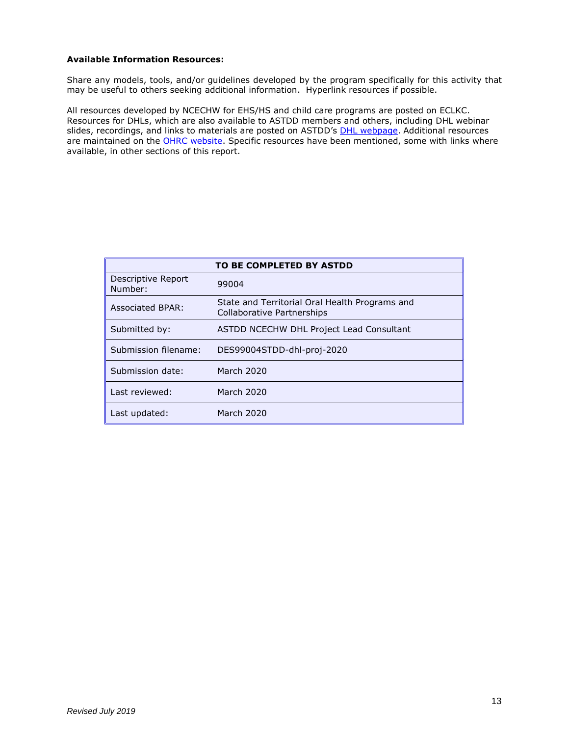**Available Information Resources:**

Share any models, tools, and/or guidelines developed by the program specifically for this activity that may be useful to others seeking additional information. Hyperlink resources if possible.

All resources developed by NCECHW for EHS/HS and child care programs are posted on ECLKC. Resources for DHLs, which are also available to ASTDD members and others, including DHL webinar slides, recordings, and links to materials are posted on ASTDD's DHL webpage. Additional resources are maintained on the OHRC website. Specific resources have been mentioned, some with links where available, in other sections of this report.

| TO BE COMPLETED BY ASTDD | |
|---|---|
| Descriptive Report Number: | 99004 |
| Associated BPAR: | State and Territorial Oral Health Programs and Collaborative Partnerships |
| Submitted by: | ASTDD NCECHW DHL Project Lead Consultant |
| Submission filename: | DES99004STDD-dhl-proj-2020 |
| Submission date: | March 2020 |
| Last reviewed: | March 2020 |
| Last updated: | March 2020 |

*Revised July 2019*